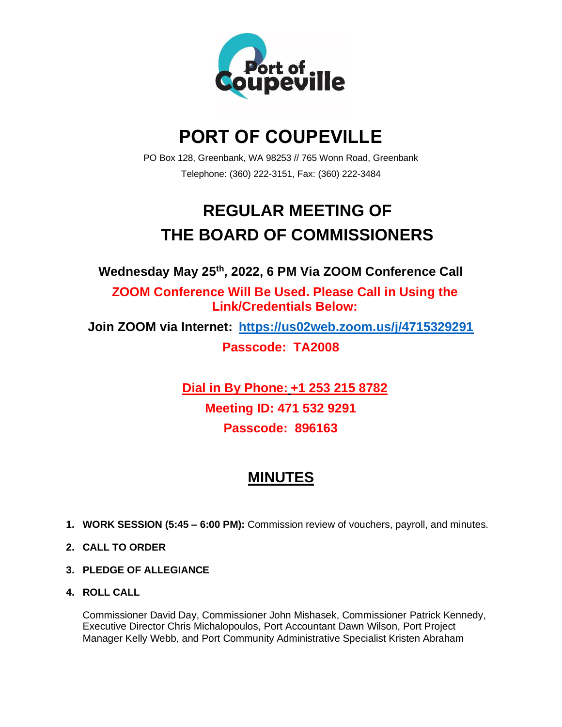# PORT OF COUPEVILLE

PO Box 128, Greenbank, WA 98253 // 765 Wonn Road, Greenbank

Telephone: (360) 222-3151, Fax: (360) 222-3484

## REGULAR MEETING OF THE BOARD OF COMMISSIONERS

**Wednesday May 25th, 2022, 6 PM Via ZOOM Conference Call**

**ZOOM Conference Will Be Used. Please Call in Using the Link/Credentials Below:**

**Join ZOOM via Internet: https://us02web.zoom.us/j/4715329291**

**Passcode: TA2008**

**Dial in By Phone: +1 253 215 8782**

**Meeting ID: 471 532 9291**

**Passcode: 896163**

## MINUTES

1. **WORK SESSION (5:45 – 6:00 PM):** Commission review of vouchers, payroll, and minutes.
2. **CALL TO ORDER**
3. **PLEDGE OF ALLEGIANCE**
4. **ROLL CALL**

   Commissioner David Day, Commissioner John Mishasek, Commissioner Patrick Kennedy, Executive Director Chris Michalopoulos, Port Accountant Dawn Wilson, Port Project Manager Kelly Webb, and Port Community Administrative Specialist Kristen Abraham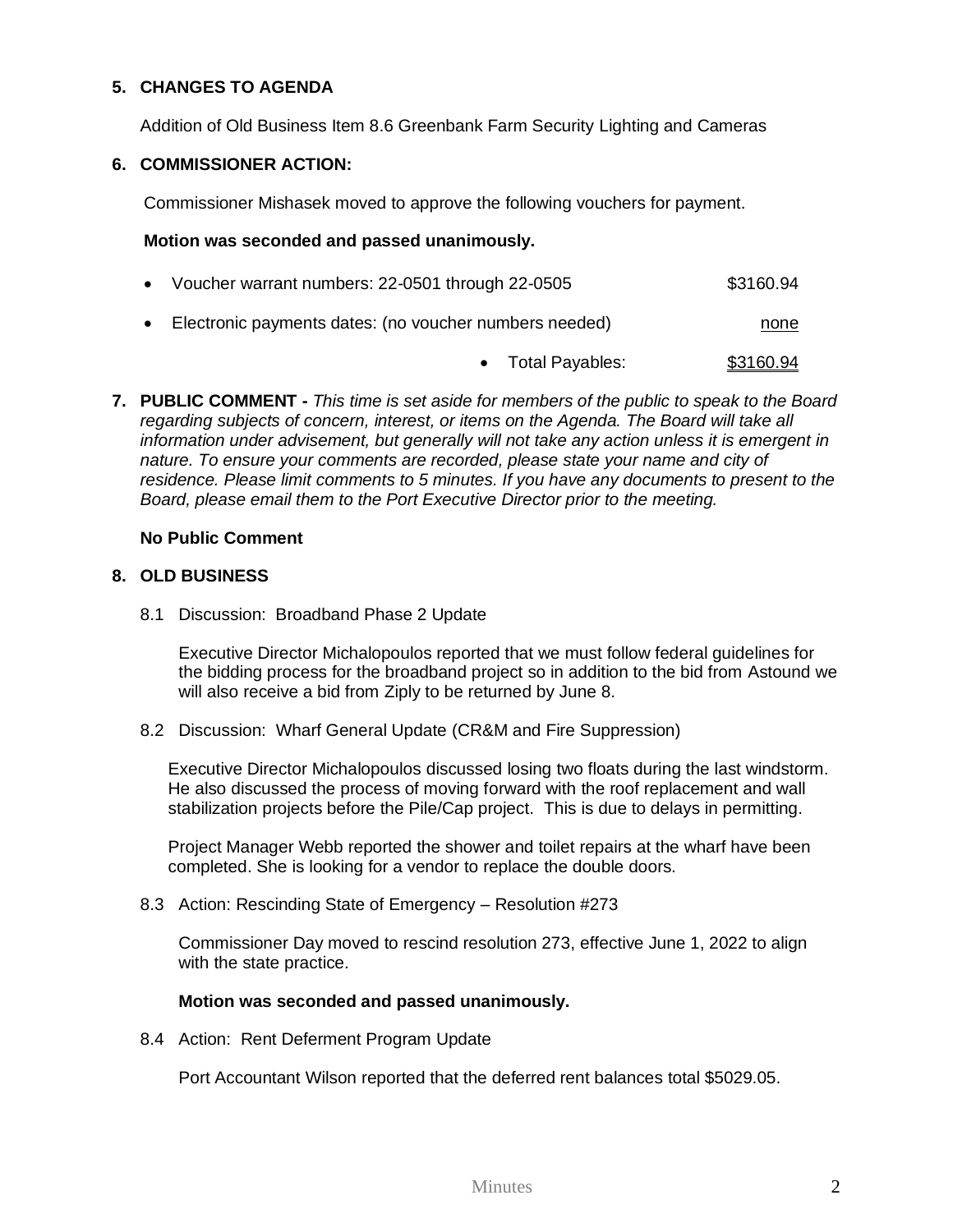## 5. CHANGES TO AGENDA

Addition of Old Business Item 8.6 Greenbank Farm Security Lighting and Cameras

## 6. COMMISSIONER ACTION:

Commissioner Mishasek moved to approve the following vouchers for payment.

**Motion was seconded and passed unanimously.**

| | |
|---|---|
| • Voucher warrant numbers: 22-0501 through 22-0505 | $3160.94 |
| • Electronic payments dates: (no voucher numbers needed) | none |
| • Total Payables: | $3160.94 |

## 7. PUBLIC COMMENT - *This time is set aside for members of the public to speak to the Board regarding subjects of concern, interest, or items on the Agenda. The Board will take all information under advisement, but generally will not take any action unless it is emergent in nature. To ensure your comments are recorded, please state your name and city of residence. Please limit comments to 5 minutes. If you have any documents to present to the Board, please email them to the Port Executive Director prior to the meeting.*

**No Public Comment**

## 8. OLD BUSINESS

8.1 Discussion: Broadband Phase 2 Update

Executive Director Michalopoulos reported that we must follow federal guidelines for the bidding process for the broadband project so in addition to the bid from Astound we will also receive a bid from Ziply to be returned by June 8.

8.2 Discussion: Wharf General Update (CR&M and Fire Suppression)

Executive Director Michalopoulos discussed losing two floats during the last windstorm. He also discussed the process of moving forward with the roof replacement and wall stabilization projects before the Pile/Cap project. This is due to delays in permitting.

Project Manager Webb reported the shower and toilet repairs at the wharf have been completed. She is looking for a vendor to replace the double doors.

8.3 Action: Rescinding State of Emergency – Resolution #273

Commissioner Day moved to rescind resolution 273, effective June 1, 2022 to align with the state practice.

**Motion was seconded and passed unanimously.**

8.4 Action: Rent Deferment Program Update

Port Accountant Wilson reported that the deferred rent balances total $5029.05.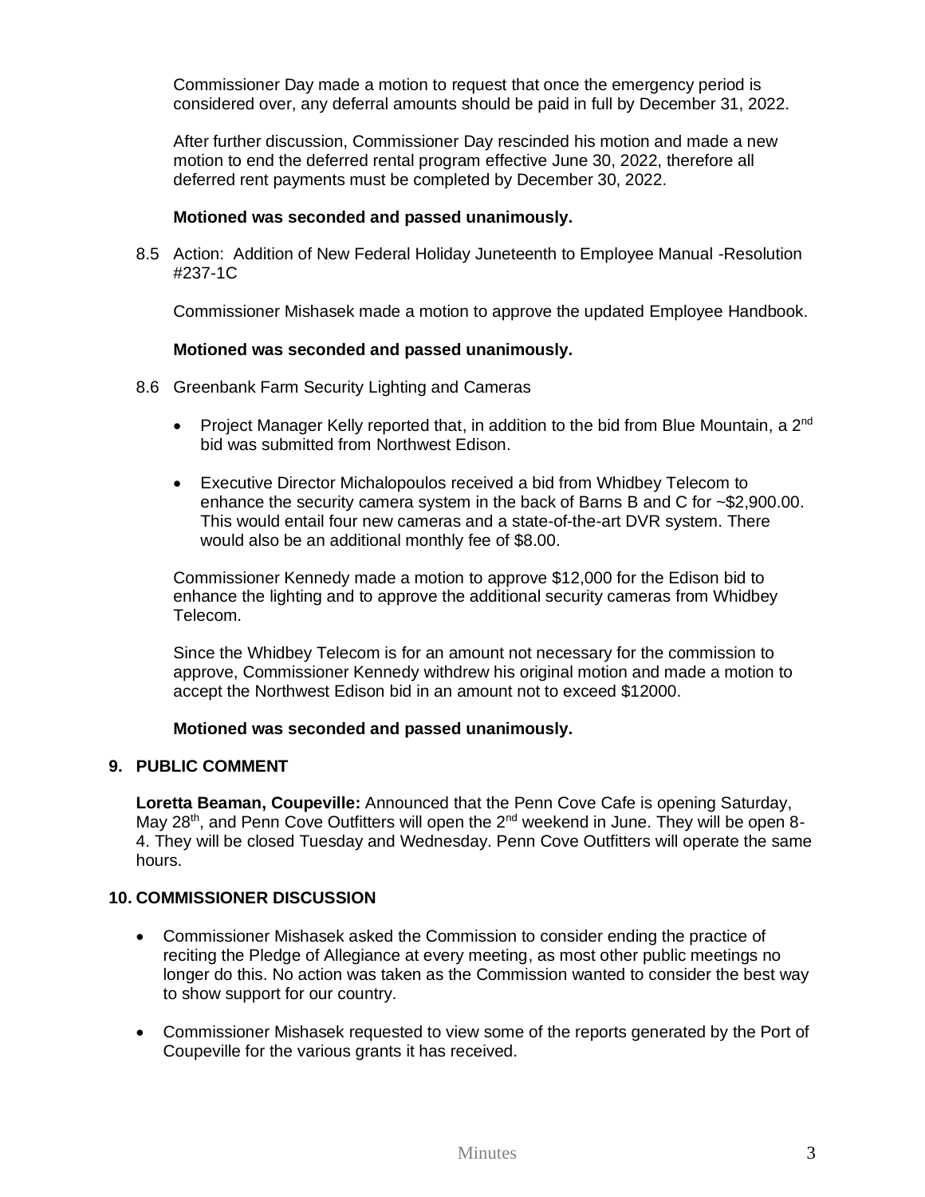Commissioner Day made a motion to request that once the emergency period is considered over, any deferral amounts should be paid in full by December 31, 2022.

After further discussion, Commissioner Day rescinded his motion and made a new motion to end the deferred rental program effective June 30, 2022, therefore all deferred rent payments must be completed by December 30, 2022.

**Motioned was seconded and passed unanimously.**

8.5 Action: Addition of New Federal Holiday Juneteenth to Employee Manual -Resolution #237-1C

Commissioner Mishasek made a motion to approve the updated Employee Handbook.

**Motioned was seconded and passed unanimously.**

8.6 Greenbank Farm Security Lighting and Cameras

- Project Manager Kelly reported that, in addition to the bid from Blue Mountain, a 2nd bid was submitted from Northwest Edison.
- Executive Director Michalopoulos received a bid from Whidbey Telecom to enhance the security camera system in the back of Barns B and C for ~$2,900.00. This would entail four new cameras and a state-of-the-art DVR system. There would also be an additional monthly fee of $8.00.

Commissioner Kennedy made a motion to approve $12,000 for the Edison bid to enhance the lighting and to approve the additional security cameras from Whidbey Telecom.

Since the Whidbey Telecom is for an amount not necessary for the commission to approve, Commissioner Kennedy withdrew his original motion and made a motion to accept the Northwest Edison bid in an amount not to exceed $12000.

**Motioned was seconded and passed unanimously.**

## 9. PUBLIC COMMENT

**Loretta Beaman, Coupeville:** Announced that the Penn Cove Cafe is opening Saturday, May 28th, and Penn Cove Outfitters will open the 2nd weekend in June. They will be open 8-4. They will be closed Tuesday and Wednesday. Penn Cove Outfitters will operate the same hours.

## 10. COMMISSIONER DISCUSSION

- Commissioner Mishasek asked the Commission to consider ending the practice of reciting the Pledge of Allegiance at every meeting, as most other public meetings no longer do this. No action was taken as the Commission wanted to consider the best way to show support for our country.
- Commissioner Mishasek requested to view some of the reports generated by the Port of Coupeville for the various grants it has received.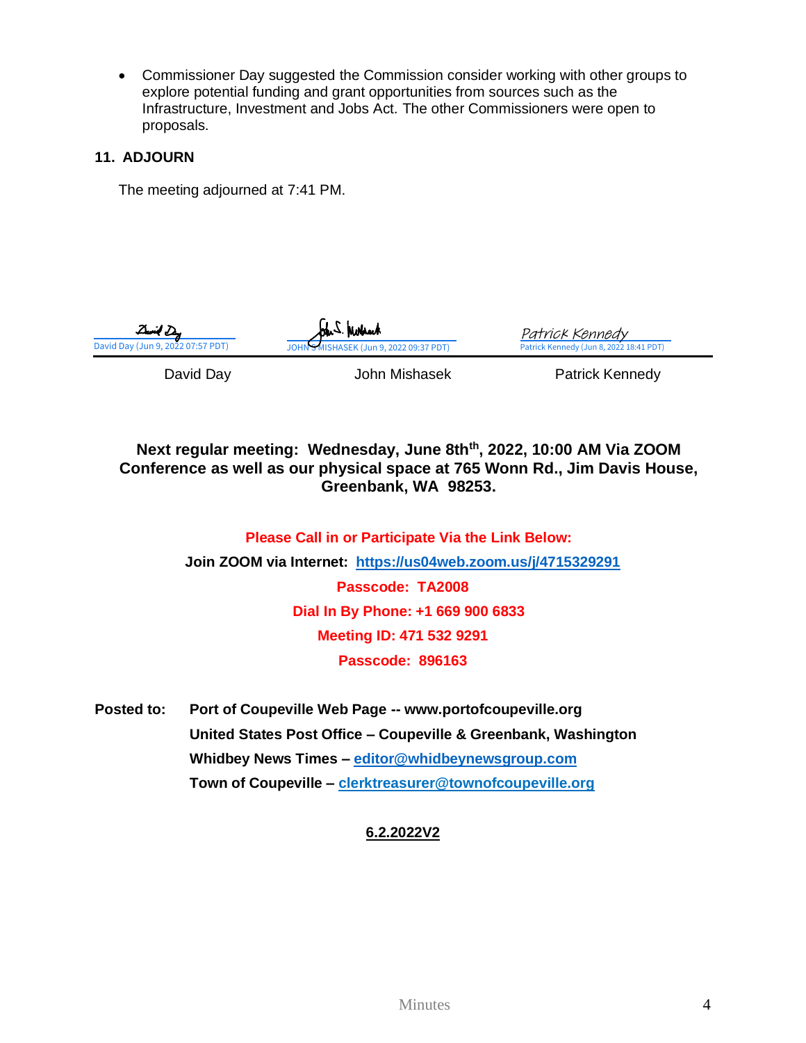- Commissioner Day suggested the Commission consider working with other groups to explore potential funding and grant opportunities from sources such as the Infrastructure, Investment and Jobs Act. The other Commissioners were open to proposals.

**11. ADJOURN**

The meeting adjourned at 7:41 PM.

| | | |
|---|---|---|
| David Day (Jun 9, 2022 07:57 PDT) | JOHN S MISHASEK (Jun 9, 2022 09:37 PDT) | Patrick Kennedy (Jun 8, 2022 18:41 PDT) |
| David Day | John Mishasek | Patrick Kennedy |

**Next regular meeting: Wednesday, June 8th[th], 2022, 10:00 AM Via ZOOM Conference as well as our physical space at 765 Wonn Rd., Jim Davis House, Greenbank, WA 98253.**

**Please Call in or Participate Via the Link Below:**

**Join ZOOM via Internet: https://us04web.zoom.us/j/4715329291**

**Passcode: TA2008**

**Dial In By Phone: +1 669 900 6833**

**Meeting ID: 471 532 9291**

**Passcode: 896163**

**Posted to:** **Port of Coupeville Web Page -- www.portofcoupeville.org**
**United States Post Office – Coupeville & Greenbank, Washington**
**Whidbey News Times – editor@whidbeynewsgroup.com**
**Town of Coupeville – clerktreasurer@townofcoupeville.org**

**6.2.2022V2**